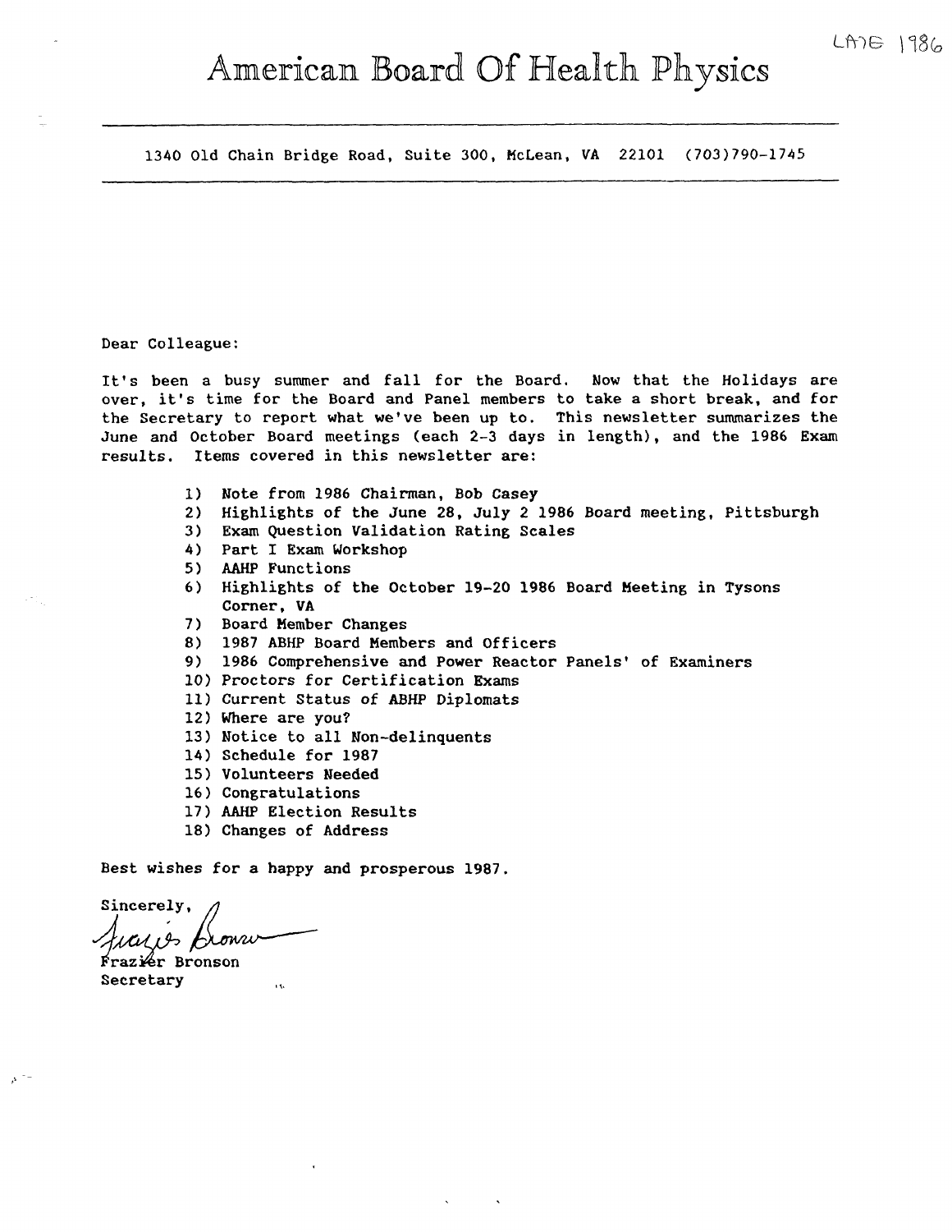LATE 1986

# American Board Of Health Physics

1340 Old Chain Bridge Road, Suite 300, McLean, VA 22101 (703)790-1745

Dear Colleague:

It's been a busy summer and fall for the Board. Now that the Holidays are over, it's time for the Board and Panel members to take a short break, and for the Secretary to report what we've been up to. This newsletter summarizes the June and October Board meetings (each 2-3 days in length), and the 1986 Exam results. Items covered in this newsletter are:

1) Note from 1986 Chairman, Bob Casey
2) Highlights of the June 28, July 2 1986 Board meeting, Pittsburgh
3) Exam Question Validation Rating Scales
4) Part I Exam Workshop
5) AAHP Functions
6) Highlights of the October 19-20 1986 Board Meeting in Tysons Corner, VA
7) Board Member Changes
8) 1987 ABHP Board Members and Officers
9) 1986 Comprehensive and Power Reactor Panels' of Examiners
10) Proctors for Certification Exams
11) Current Status of ABHP Diplomats
12) Where are you?
13) Notice to all Non-delinquents
14) Schedule for 1987
15) Volunteers Needed
16) Congratulations
17) AAHP Election Results
18) Changes of Address

Best wishes for a happy and prosperous 1987.

Sincerely,

Frazier Bronson
Secretary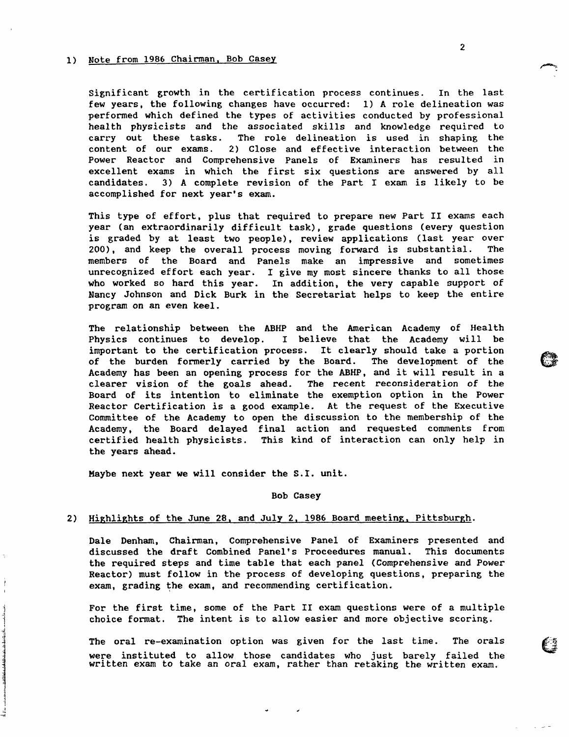1) Note from 1986 Chairman, Bob Casey

Significant growth in the certification process continues. In the last few years, the following changes have occurred: 1) A role delineation was performed which defined the types of activities conducted by professional health physicists and the associated skills and knowledge required to carry out these tasks. The role delineation is used in shaping the content of our exams. 2) Close and effective interaction between the Power Reactor and Comprehensive Panels of Examiners has resulted in excellent exams in which the first six questions are answered by all candidates. 3) A complete revision of the Part I exam is likely to be accomplished for next year's exam.

This type of effort, plus that required to prepare new Part II exams each year (an extraordinarily difficult task), grade questions (every question is graded by at least two people), review applications (last year over 200), and keep the overall process moving forward is substantial. The members of the Board and Panels make an impressive and sometimes unrecognized effort each year. I give my most sincere thanks to all those who worked so hard this year. In addition, the very capable support of Nancy Johnson and Dick Burk in the Secretariat helps to keep the entire program on an even keel.

The relationship between the ABHP and the American Academy of Health Physics continues to develop. I believe that the Academy will be important to the certification process. It clearly should take a portion of the burden formerly carried by the Board. The development of the Academy has been an opening process for the ABHP, and it will result in a clearer vision of the goals ahead. The recent reconsideration of the Board of its intention to eliminate the exemption option in the Power Reactor Certification is a good example. At the request of the Executive Committee of the Academy to open the discussion to the membership of the Academy, the Board delayed final action and requested comments from certified health physicists. This kind of interaction can only help in the years ahead.

Maybe next year we will consider the S.I. unit.

Bob Casey

2) Highlights of the June 28, and July 2, 1986 Board meeting, Pittsburgh.

Dale Denham, Chairman, Comprehensive Panel of Examiners presented and discussed the draft Combined Panel's Proceedures manual. This documents the required steps and time table that each panel (Comprehensive and Power Reactor) must follow in the process of developing questions, preparing the exam, grading the exam, and recommending certification.

For the first time, some of the Part II exam questions were of a multiple choice format. The intent is to allow easier and more objective scoring.

The oral re-examination option was given for the last time. The orals were instituted to allow those candidates who just barely failed the written exam to take an oral exam, rather than retaking the written exam.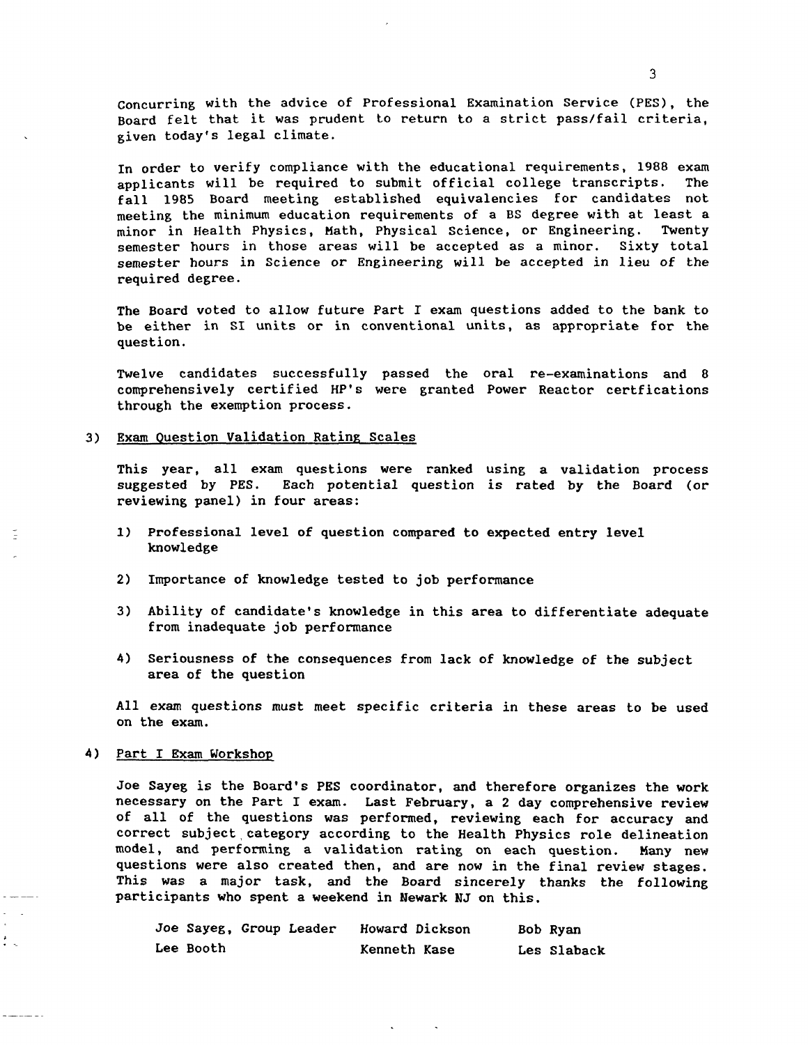Concurring with the advice of Professional Examination Service (PES), the Board felt that it was prudent to return to a strict pass/fail criteria, given today's legal climate.

In order to verify compliance with the educational requirements, 1988 exam applicants will be required to submit official college transcripts. The fall 1985 Board meeting established equivalencies for candidates not meeting the minimum education requirements of a BS degree with at least a minor in Health Physics, Math, Physical Science, or Engineering. Twenty semester hours in those areas will be accepted as a minor. Sixty total semester hours in Science or Engineering will be accepted in lieu of the required degree.

The Board voted to allow future Part I exam questions added to the bank to be either in SI units or in conventional units, as appropriate for the question.

Twelve candidates successfully passed the oral re-examinations and 8 comprehensively certified HP's were granted Power Reactor certfications through the exemption process.

3) Exam Question Validation Rating Scales

This year, all exam questions were ranked using a validation process suggested by PES. Each potential question is rated by the Board (or reviewing panel) in four areas:

1) Professional level of question compared to expected entry level knowledge

2) Importance of knowledge tested to job performance

3) Ability of candidate's knowledge in this area to differentiate adequate from inadequate job performance

4) Seriousness of the consequences from lack of knowledge of the subject area of the question

All exam questions must meet specific criteria in these areas to be used on the exam.

4) Part I Exam Workshop

Joe Sayeg is the Board's PES coordinator, and therefore organizes the work necessary on the Part I exam. Last February, a 2 day comprehensive review of all of the questions was performed, reviewing each for accuracy and correct subject category according to the Health Physics role delineation model, and performing a validation rating on each question. Many new questions were also created then, and are now in the final review stages. This was a major task, and the Board sincerely thanks the following participants who spent a weekend in Newark NJ on this.

| Joe Sayeg, Group Leader | Howard Dickson | Bob Ryan |
|---|---|---|
| Lee Booth | Kenneth Kase | Les Slaback |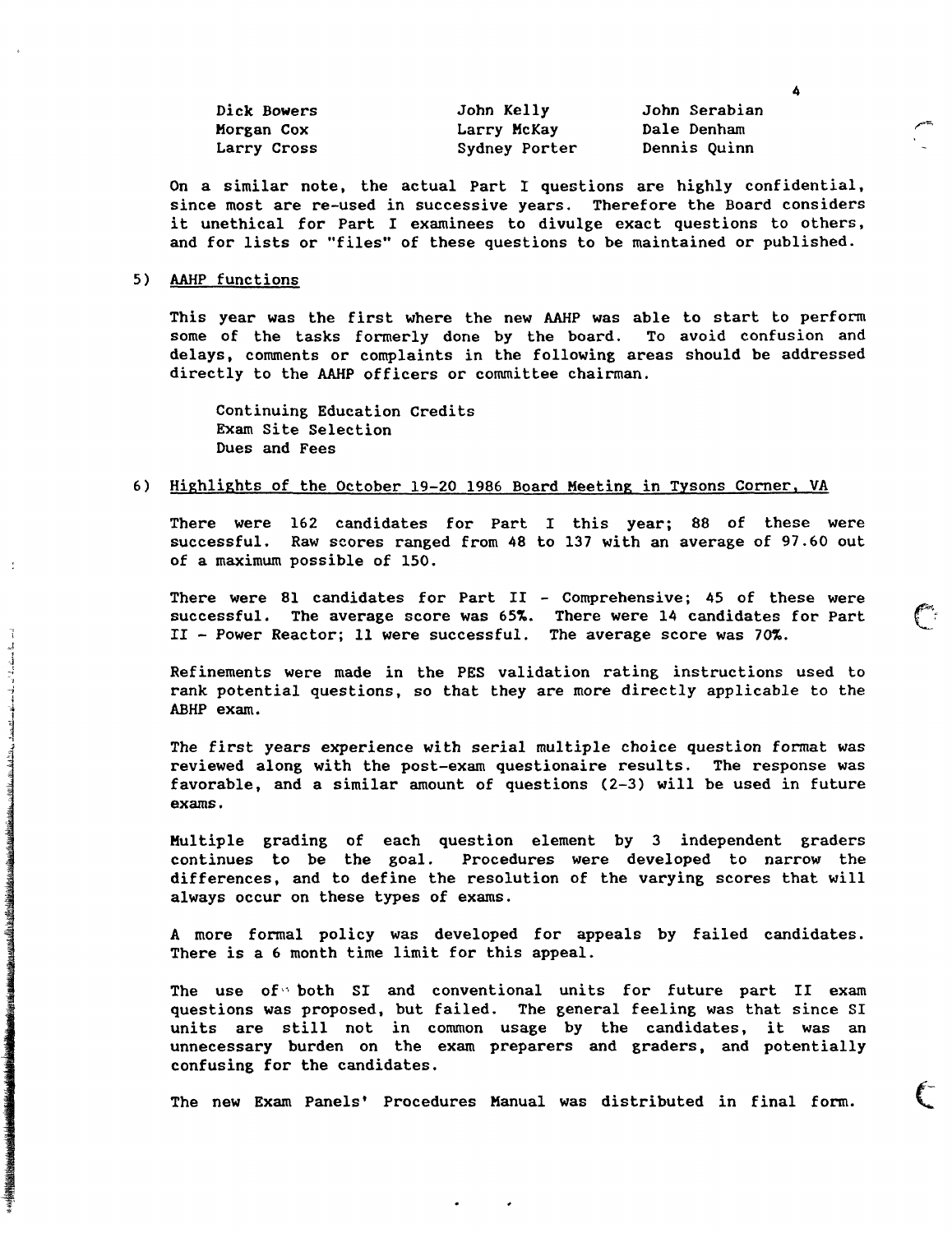| Dick Bowers | John Kelly | John Serabian |
|---|---|---|
| Morgan Cox | Larry McKay | Dale Denham |
| Larry Cross | Sydney Porter | Dennis Quinn |

On a similar note, the actual Part I questions are highly confidential, since most are re-used in successive years. Therefore the Board considers it unethical for Part I examinees to divulge exact questions to others, and for lists or "files" of these questions to be maintained or published.

5) AAHP functions

This year was the first where the new AAHP was able to start to perform some of the tasks formerly done by the board. To avoid confusion and delays, comments or complaints in the following areas should be addressed directly to the AAHP officers or committee chairman.

Continuing Education Credits
Exam Site Selection
Dues and Fees

6) Highlights of the October 19-20 1986 Board Meeting in Tysons Corner, VA

There were 162 candidates for Part I this year; 88 of these were successful. Raw scores ranged from 48 to 137 with an average of 97.60 out of a maximum possible of 150.

There were 81 candidates for Part II - Comprehensive; 45 of these were successful. The average score was 65%. There were 14 candidates for Part II - Power Reactor; 11 were successful. The average score was 70%.

Refinements were made in the PES validation rating instructions used to rank potential questions, so that they are more directly applicable to the ABHP exam.

The first years experience with serial multiple choice question format was reviewed along with the post-exam questionaire results. The response was favorable, and a similar amount of questions (2-3) will be used in future exams.

Multiple grading of each question element by 3 independent graders continues to be the goal. Procedures were developed to narrow the differences, and to define the resolution of the varying scores that will always occur on these types of exams.

A more formal policy was developed for appeals by failed candidates. There is a 6 month time limit for this appeal.

The use of both SI and conventional units for future part II exam questions was proposed, but failed. The general feeling was that since SI units are still not in common usage by the candidates, it was an unnecessary burden on the exam preparers and graders, and potentially confusing for the candidates.

The new Exam Panels' Procedures Manual was distributed in final form.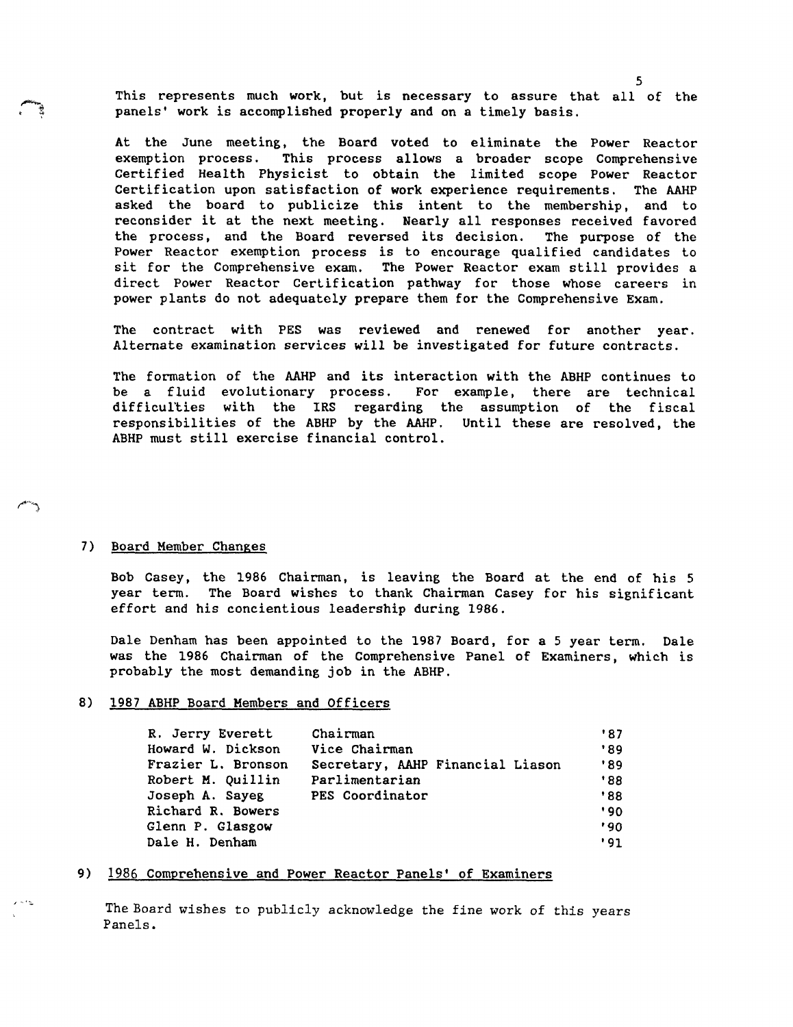This represents much work, but is necessary to assure that all of the panels' work is accomplished properly and on a timely basis.

At the June meeting, the Board voted to eliminate the Power Reactor exemption process. This process allows a broader scope Comprehensive Certified Health Physicist to obtain the limited scope Power Reactor Certification upon satisfaction of work experience requirements. The AAHP asked the board to publicize this intent to the membership, and to reconsider it at the next meeting. Nearly all responses received favored the process, and the Board reversed its decision. The purpose of the Power Reactor exemption process is to encourage qualified candidates to sit for the Comprehensive exam. The Power Reactor exam still provides a direct Power Reactor Certification pathway for those whose careers in power plants do not adequately prepare them for the Comprehensive Exam.

The contract with PES was reviewed and renewed for another year. Alternate examination services will be investigated for future contracts.

The formation of the AAHP and its interaction with the ABHP continues to be a fluid evolutionary process. For example, there are technical difficulties with the IRS regarding the assumption of the fiscal responsibilities of the ABHP by the AAHP. Until these are resolved, the ABHP must still exercise financial control.

7) Board Member Changes

Bob Casey, the 1986 Chairman, is leaving the Board at the end of his 5 year term. The Board wishes to thank Chairman Casey for his significant effort and his concientious leadership during 1986.

Dale Denham has been appointed to the 1987 Board, for a 5 year term. Dale was the 1986 Chairman of the Comprehensive Panel of Examiners, which is probably the most demanding job in the ABHP.

8) 1987 ABHP Board Members and Officers

| | | |
|---|---|---|
| R. Jerry Everett | Chairman | '87 |
| Howard W. Dickson | Vice Chairman | '89 |
| Frazier L. Bronson | Secretary, AAHP Financial Liason | '89 |
| Robert M. Quillin | Parlimentarian | '88 |
| Joseph A. Sayeg | PES Coordinator | '88 |
| Richard R. Bowers | | '90 |
| Glenn P. Glasgow | | '90 |
| Dale H. Denham | | '91 |

9) 1986 Comprehensive and Power Reactor Panels' of Examiners

The Board wishes to publicly acknowledge the fine work of this years Panels.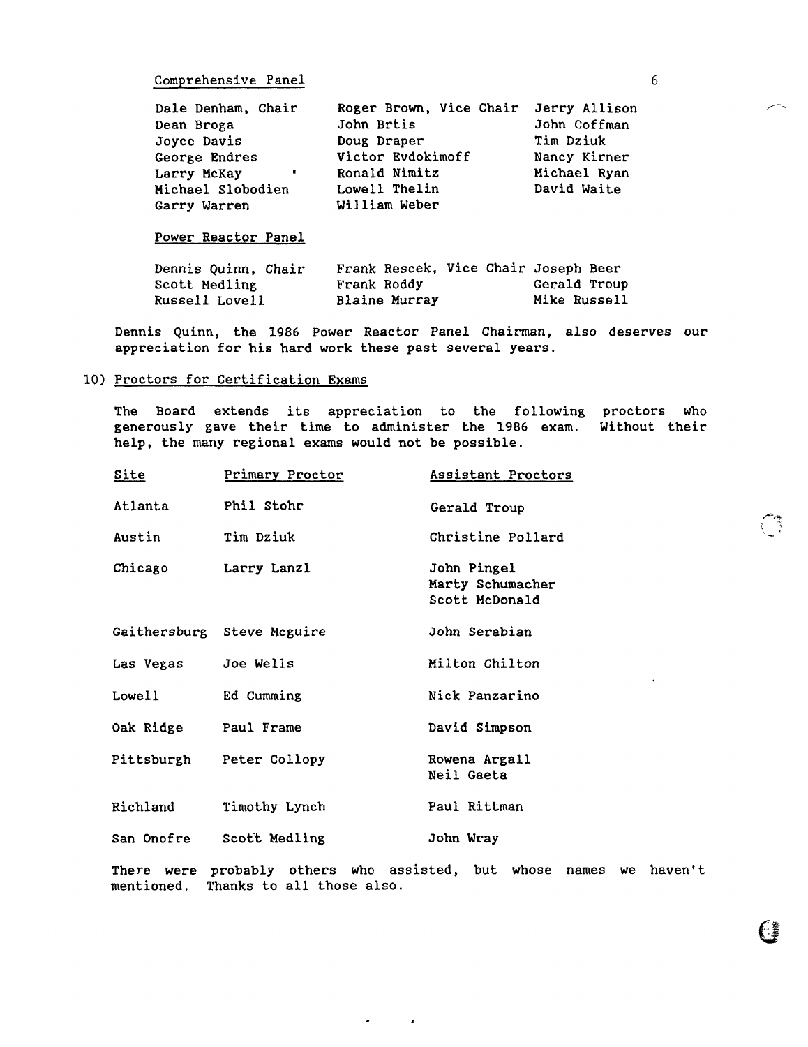Comprehensive Panel

| | | |
|---|---|---|
| Dale Denham, Chair | Roger Brown, Vice Chair | Jerry Allison |
| Dean Broga | John Brtis | John Coffman |
| Joyce Davis | Doug Draper | Tim Dziuk |
| George Endres | Victor Evdokimoff | Nancy Kirner |
| Larry McKay | Ronald Nimitz | Michael Ryan |
| Michael Slobodien | Lowell Thelin | David Waite |
| Garry Warren | William Weber | |

Power Reactor Panel

| | | |
|---|---|---|
| Dennis Quinn, Chair | Frank Rescek, Vice Chair | Joseph Beer |
| Scott Medling | Frank Roddy | Gerald Troup |
| Russell Lovell | Blaine Murray | Mike Russell |

Dennis Quinn, the 1986 Power Reactor Panel Chairman, also deserves our appreciation for his hard work these past several years.

10) Proctors for Certification Exams

The Board extends its appreciation to the following proctors who generously gave their time to administer the 1986 exam. Without their help, the many regional exams would not be possible.

| Site | Primary Proctor | Assistant Proctors |
|---|---|---|
| Atlanta | Phil Stohr | Gerald Troup |
| Austin | Tim Dziuk | Christine Pollard |
| Chicago | Larry Lanzl | John Pingel<br>Marty Schumacher<br>Scott McDonald |
| Gaithersburg | Steve Mcguire | John Serabian |
| Las Vegas | Joe Wells | Milton Chilton |
| Lowell | Ed Cumming | Nick Panzarino |
| Oak Ridge | Paul Frame | David Simpson |
| Pittsburgh | Peter Collopy | Rowena Argall<br>Neil Gaeta |
| Richland | Timothy Lynch | Paul Rittman |
| San Onofre | Scott Medling | John Wray |

There were probably others who assisted, but whose names we haven't mentioned. Thanks to all those also.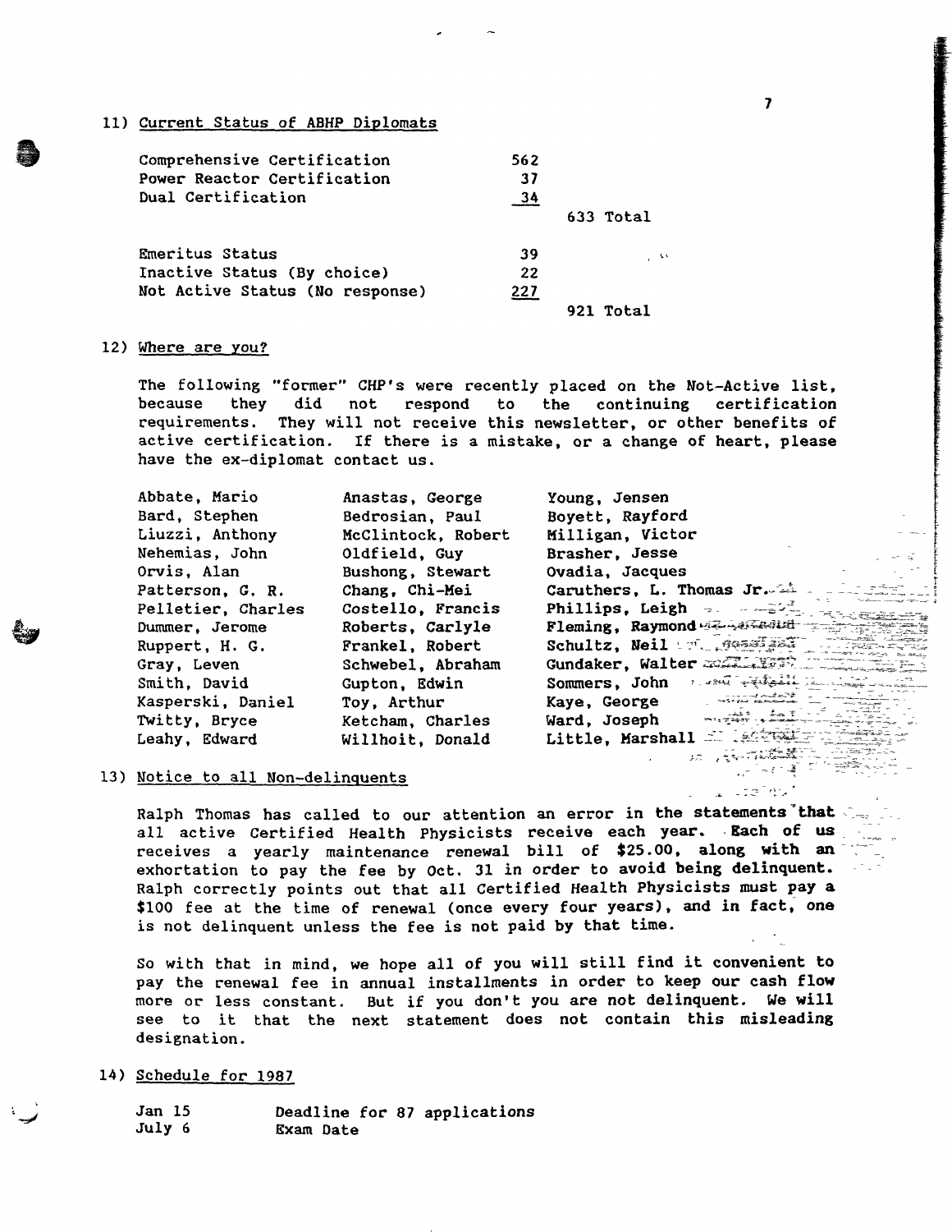## 11) Current Status of ABHP Diplomats

| | | |
|---|---|---|
| Comprehensive Certification | 562 | |
| Power Reactor Certification | 37 | |
| Dual Certification | 34 | |
| | | 633 Total |
| Emeritus Status | 39 | |
| Inactive Status (By choice) | 22 | |
| Not Active Status (No response) | 227 | |
| | | 921 Total |

## 12) Where are you?

The following "former" CHP's were recently placed on the Not-Active list, because they did not respond to the continuing certification requirements. They will not receive this newsletter, or other benefits of active certification. If there is a mistake, or a change of heart, please have the ex-diplomat contact us.

| | | |
|---|---|---|
| Abbate, Mario | Anastas, George | Young, Jensen |
| Bard, Stephen | Bedrosian, Paul | Boyett, Rayford |
| Liuzzi, Anthony | McClintock, Robert | Milligan, Victor |
| Nehemias, John | Oldfield, Guy | Brasher, Jesse |
| Orvis, Alan | Bushong, Stewart | Ovadia, Jacques |
| Patterson, G. R. | Chang, Chi-Mei | Caruthers, L. Thomas Jr. |
| Pelletier, Charles | Costello, Francis | Phillips, Leigh |
| Dummer, Jerome | Roberts, Carlyle | Fleming, Raymond |
| Ruppert, H. G. | Frankel, Robert | Schultz, Neil |
| Gray, Leven | Schwebel, Abraham | Gundaker, Walter |
| Smith, David | Gupton, Edwin | Sommers, John |
| Kasperski, Daniel | Toy, Arthur | Kaye, George |
| Twitty, Bryce | Ketcham, Charles | Ward, Joseph |
| Leahy, Edward | Willhoit, Donald | Little, Marshall |

## 13) Notice to all Non-delinquents

Ralph Thomas has called to our attention an error in the statements that all active Certified Health Physicists receive each year. Each of us receives a yearly maintenance renewal bill of $25.00, along with an exhortation to pay the fee by Oct. 31 in order to avoid being delinquent. Ralph correctly points out that all Certified Health Physicists must pay a $100 fee at the time of renewal (once every four years), and in fact, one is not delinquent unless the fee is not paid by that time.

So with that in mind, we hope all of you will still find it convenient to pay the renewal fee in annual installments in order to keep our cash flow more or less constant. But if you don't you are not delinquent. We will see to it that the next statement does not contain this misleading designation.

## 14) Schedule for 1987

| | |
|---|---|
| Jan 15 | Deadline for 87 applications |
| July 6 | Exam Date |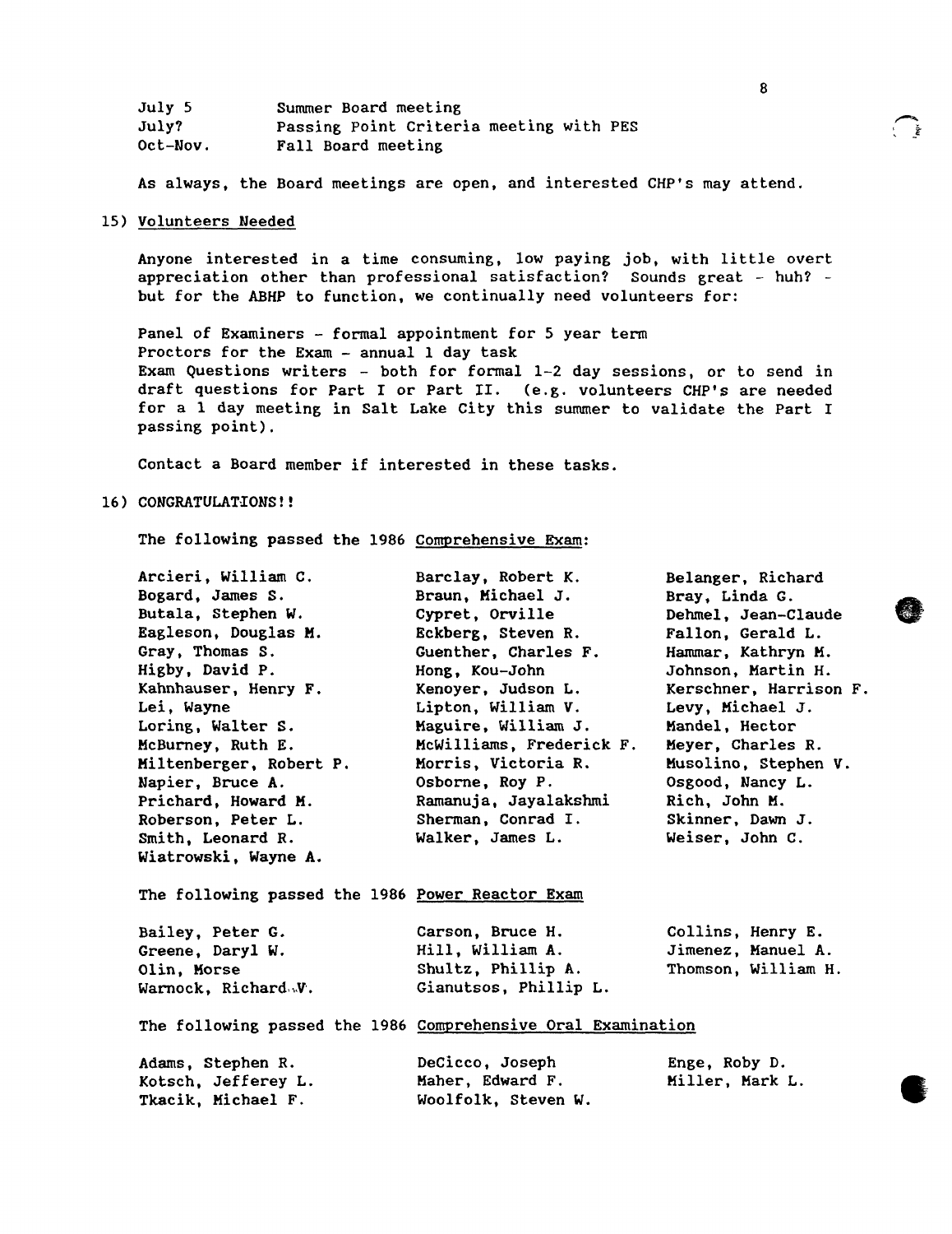| | |
|---|---|
| July 5 | Summer Board meeting |
| July? | Passing Point Criteria meeting with PES |
| Oct-Nov. | Fall Board meeting |

As always, the Board meetings are open, and interested CHP's may attend.

15) Volunteers Needed

Anyone interested in a time consuming, low paying job, with little overt appreciation other than professional satisfaction? Sounds great - huh? - but for the ABHP to function, we continually need volunteers for:

Panel of Examiners - formal appointment for 5 year term
Proctors for the Exam - annual 1 day task
Exam Questions writers - both for formal 1-2 day sessions, or to send in draft questions for Part I or Part II. (e.g. volunteers CHP's are needed for a 1 day meeting in Salt Lake City this summer to validate the Part I passing point).

Contact a Board member if interested in these tasks.

16) CONGRATULATIONS!!

The following passed the 1986 Comprehensive Exam:

| | | |
|---|---|---|
| Arcieri, William C. | Barclay, Robert K. | Belanger, Richard |
| Bogard, James S. | Braun, Michael J. | Bray, Linda G. |
| Butala, Stephen W. | Cypret, Orville | Dehmel, Jean-Claude |
| Eagleson, Douglas M. | Eckberg, Steven R. | Fallon, Gerald L. |
| Gray, Thomas S. | Guenther, Charles F. | Hammar, Kathryn M. |
| Higby, David P. | Hong, Kou-John | Johnson, Martin H. |
| Kahnhauser, Henry F. | Kenoyer, Judson L. | Kerschner, Harrison F. |
| Lei, Wayne | Lipton, William V. | Levy, Michael J. |
| Loring, Walter S. | Maguire, William J. | Mandel, Hector |
| McBurney, Ruth E. | McWilliams, Frederick F. | Meyer, Charles R. |
| Miltenberger, Robert P. | Morris, Victoria R. | Musolino, Stephen V. |
| Napier, Bruce A. | Osborne, Roy P. | Osgood, Nancy L. |
| Prichard, Howard M. | Ramanuja, Jayalakshmi | Rich, John M. |
| Roberson, Peter L. | Sherman, Conrad I. | Skinner, Dawn J. |
| Smith, Leonard R. | Walker, James L. | Weiser, John C. |
| Wiatrowski, Wayne A. | | |

The following passed the 1986 Power Reactor Exam

| | | |
|---|---|---|
| Bailey, Peter G. | Carson, Bruce H. | Collins, Henry E. |
| Greene, Daryl W. | Hill, William A. | Jimenez, Manuel A. |
| Olin, Morse | Shultz, Phillip A. | Thomson, William H. |
| Warnock, Richard V. | Gianutsos, Phillip L. | |

The following passed the 1986 Comprehensive Oral Examination

| | | |
|---|---|---|
| Adams, Stephen R. | DeCicco, Joseph | Enge, Roby D. |
| Kotsch, Jefferey L. | Maher, Edward F. | Miller, Mark L. |
| Tkacik, Michael F. | Woolfolk, Steven W. | |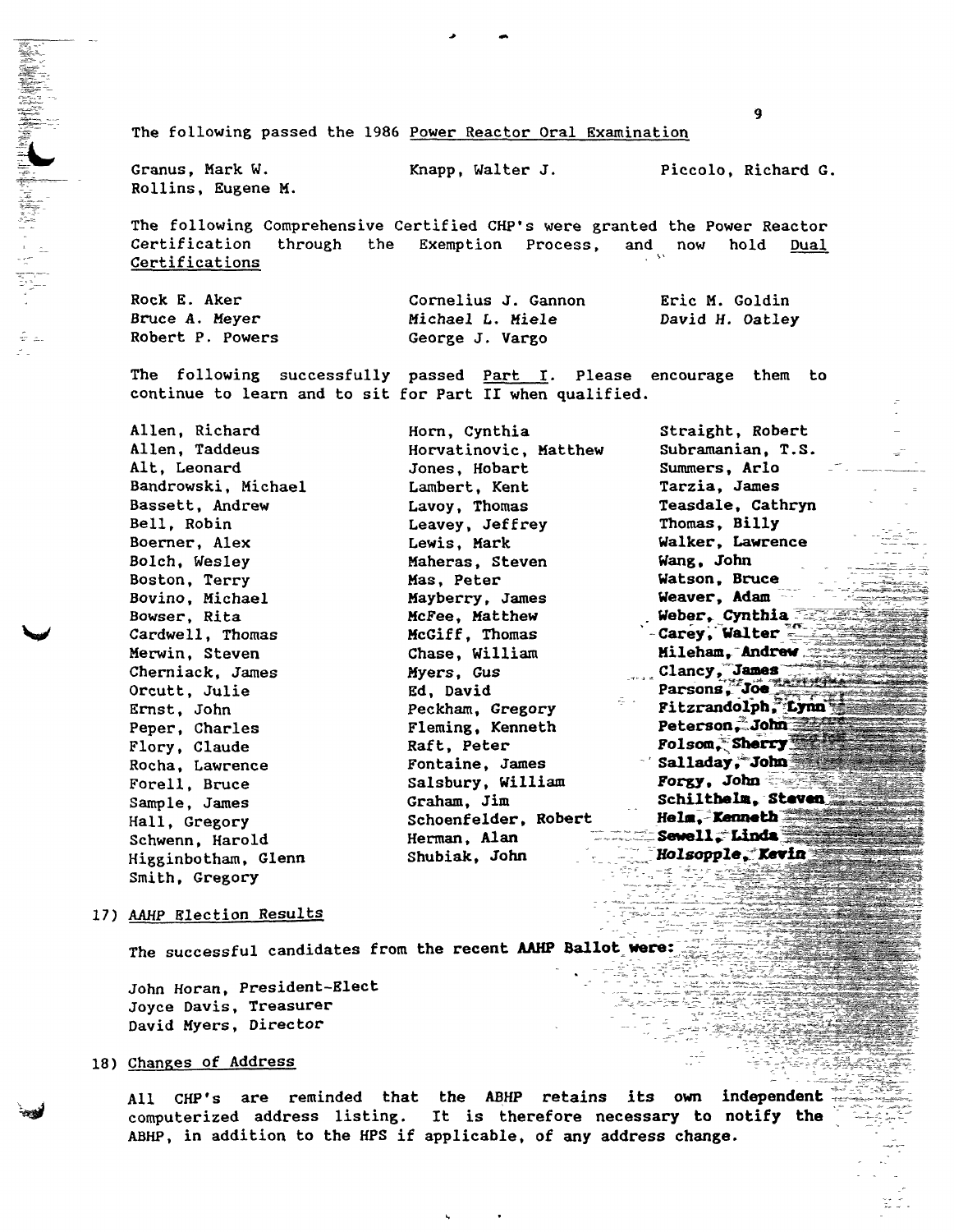The following passed the 1986 Power Reactor Oral Examination

Granus, Mark W.
Knapp, Walter J.
Piccolo, Richard G.
Rollins, Eugene M.

The following Comprehensive Certified CHP's were granted the Power Reactor Certification through the Exemption Process, and now hold Dual Certifications

Rock E. Aker
Cornelius J. Gannon
Eric M. Goldin
Bruce A. Meyer
Michael L. Miele
David H. Oatley
Robert P. Powers
George J. Vargo

The following successfully passed Part I. Please encourage them to continue to learn and to sit for Part II when qualified.

Allen, Richard
Allen, Taddeus
Alt, Leonard
Bandrowski, Michael
Bassett, Andrew
Bell, Robin
Boerner, Alex
Bolch, Wesley
Boston, Terry
Bovino, Michael
Bowser, Rita
Cardwell, Thomas
Merwin, Steven
Cherniack, James
Orcutt, Julie
Ernst, John
Peper, Charles
Flory, Claude
Rocha, Lawrence
Forell, Bruce
Sample, James
Hall, Gregory
Schwenn, Harold
Higginbotham, Glenn
Smith, Gregory
Horn, Cynthia
Horvatinovic, Matthew
Jones, Hobart
Lambert, Kent
Lavoy, Thomas
Leavey, Jeffrey
Lewis, Mark
Maheras, Steven
Mas, Peter
Mayberry, James
McFee, Matthew
McGiff, Thomas
Chase, William
Myers, Gus
Ed, David
Peckham, Gregory
Fleming, Kenneth
Raft, Peter
Fontaine, James
Salsbury, William
Graham, Jim
Schoenfelder, Robert
Herman, Alan
Shubiak, John
Straight, Robert
Subramanian, T.S.
Summers, Arlo
Tarzia, James
Teasdale, Cathryn
Thomas, Billy
Walker, Lawrence
Wang, John
Watson, Bruce
Weaver, Adam
Weber, Cynthia
Carey, Walter
Mileham, Andrew
Clancy, James
Parsons, Joe
Fitzrandolph, Lynn
Peterson, John
Folsom, Sherry
Salladay, John
Forgy, John
Schilthelm, Steven
Helm, Kenneth
Sewell, Linda
Holsopple, Kevin

17) AAHP Election Results

The successful candidates from the recent AAHP Ballot were:

John Horan, President-Elect
Joyce Davis, Treasurer
David Myers, Director

18) Changes of Address

All CHP's are reminded that the ABHP retains its own independent computerized address listing. It is therefore necessary to notify the ABHP, in addition to the HPS if applicable, of any address change.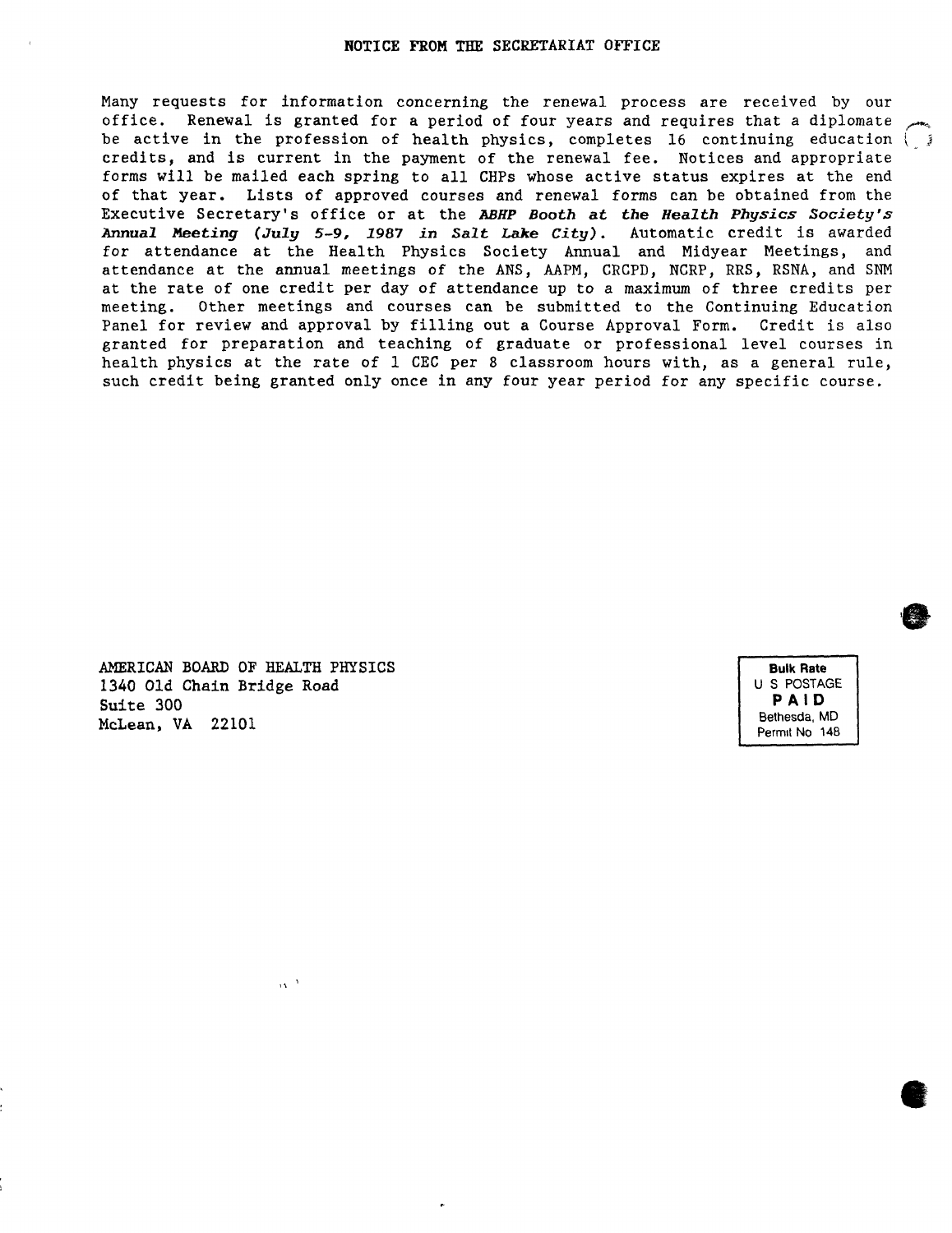## NOTICE FROM THE SECRETARIAT OFFICE

Many requests for information concerning the renewal process are received by our office. Renewal is granted for a period of four years and requires that a diplomate be active in the profession of health physics, completes 16 continuing education credits, and is current in the payment of the renewal fee. Notices and appropriate forms will be mailed each spring to all CHPs whose active status expires at the end of that year. Lists of approved courses and renewal forms can be obtained from the Executive Secretary's office or at the ***ABHP Booth at the Health Physics Society's Annual Meeting (July 5-9, 1987 in Salt Lake City)***. Automatic credit is awarded for attendance at the Health Physics Society Annual and Midyear Meetings, and attendance at the annual meetings of the ANS, AAPM, CRCPD, NCRP, RRS, RSNA, and SNM at the rate of one credit per day of attendance up to a maximum of three credits per meeting. Other meetings and courses can be submitted to the Continuing Education Panel for review and approval by filling out a Course Approval Form. Credit is also granted for preparation and teaching of graduate or professional level courses in health physics at the rate of 1 CEC per 8 classroom hours with, as a general rule, such credit being granted only once in any four year period for any specific course.

AMERICAN BOARD OF HEALTH PHYSICS
1340 Old Chain Bridge Road
Suite 300
McLean, VA 22101

**Bulk Rate**
U S POSTAGE
**PAID**
Bethesda, MD
Permit No 148